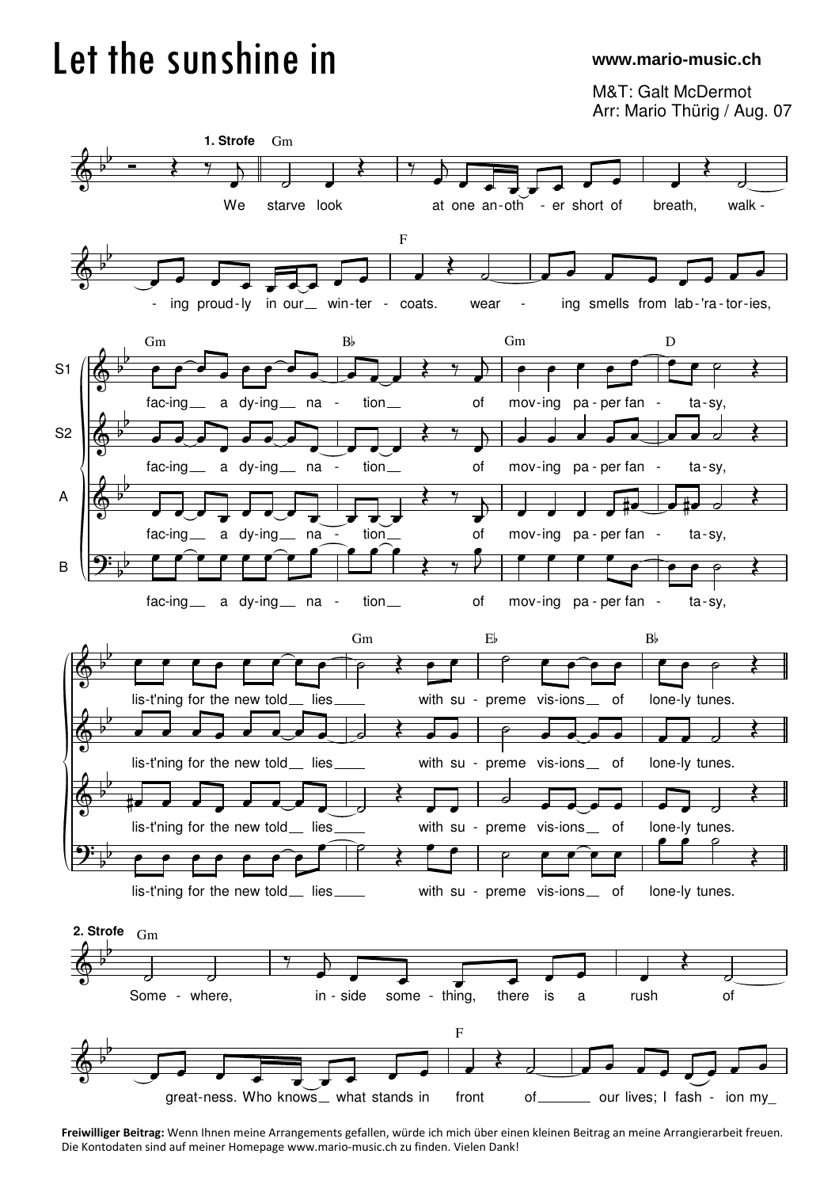# Let the sunshine in

www.mario-music.ch

M&T: Galt McDermot
Arr: Mario Thürig / Aug. 07

**1. Strofe**

Gm

We starve look at one an-oth - er short of breath, walk - ing proud-ly in our win-ter - coats.

F

wear - ing smells from lab-'ra-tor-ies,

S1 / S2 / A / B

Gm B♭ Gm D

fac-ing a dy-ing na - tion of mov-ing pa-per fan - ta-sy,

Gm E♭ B♭

lis-t'ning for the new told lies with su - preme vis-ions of lone-ly tunes.

**2. Strofe**

Gm

Some - where, in-side some-thing, there is a rush of great-ness. Who knows what stands in

F

front of our lives; I fash - ion my

**Freiwilliger Beitrag:** Wenn Ihnen meine Arrangements gefallen, würde ich mich über einen kleinen Beitrag an meine Arrangierarbeit freuen. Die Kontodaten sind auf meiner Homepage www.mario-music.ch zu finden. Vielen Dank!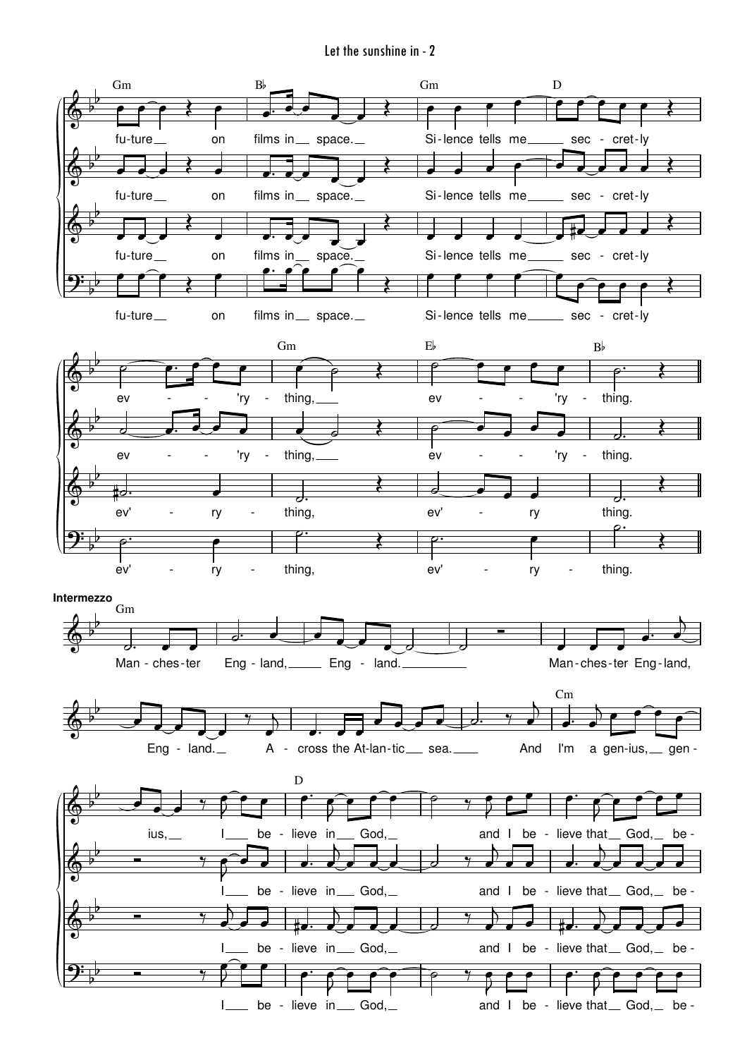**Intermezzo**

Gm — Bb — Gm — D

fu-ture on films in space. Si-lence tells me sec-cret-ly

Gm — Eb — Bb

ev-'ry-thing, ev-'ry-thing.

Gm

Man-ches-ter Eng-land, Eng-land. Man-ches-ter Eng-land,

Cm

Eng-land. A-cross the At-lan-tic sea. And I'm a gen-ius, gen-

D

ius, I be-lieve in God, and I be-lieve that God, be-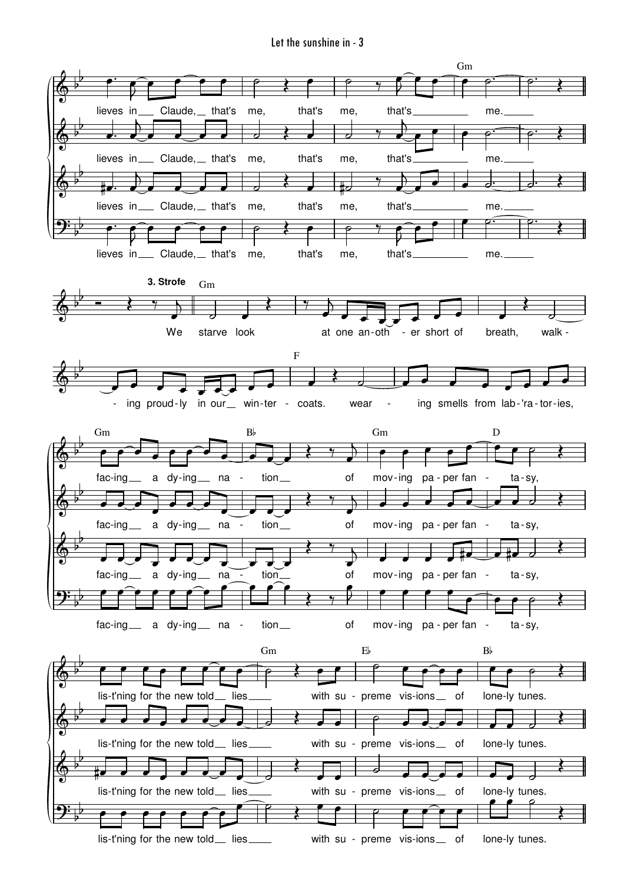**3. Strofe**

Gm

lieves in Claude, that's me, that's me, that's me.

We starve look at one an-oth - er short of breath, walk - ing proud-ly in our win-ter - coats. wear - ing smells from lab-'ra-tor-ies,

Gm B♭ Gm D

fac-ing a dy-ing na - tion of mov-ing pa-per fan - ta-sy,

Gm E♭ B♭

lis-t'ning for the new told lies with su - preme vis-ions of lone-ly tunes.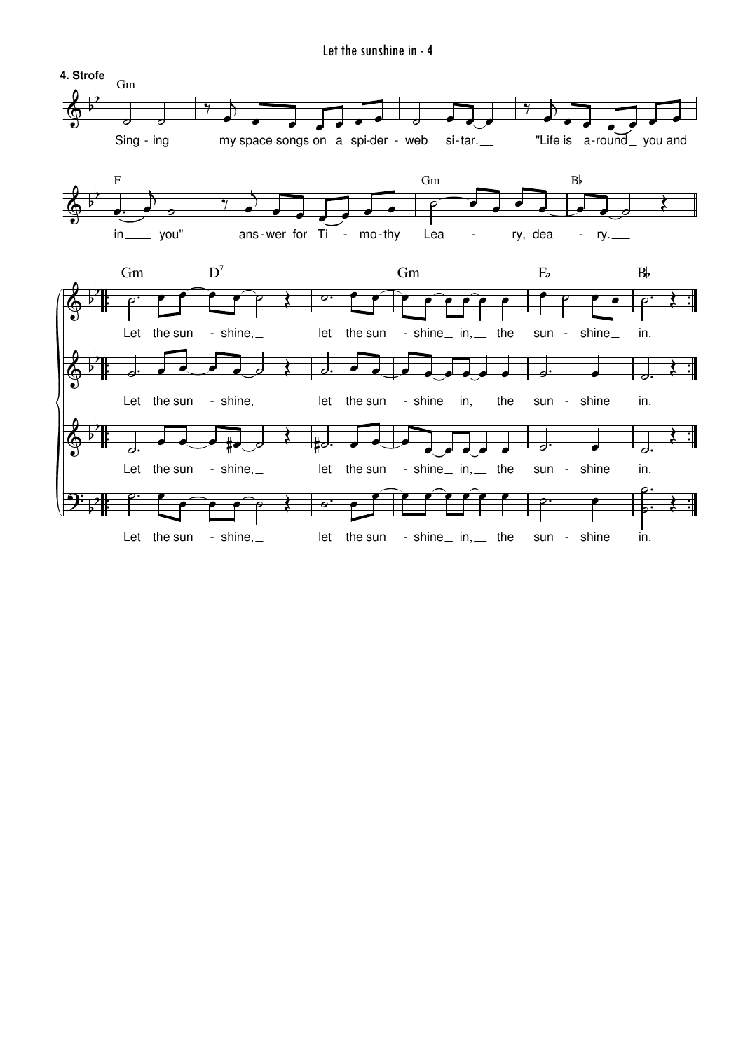**4. Strofe**

Gm

Sing - ing my space songs on a spi-der - web si-tar. "Life is a-round you and

F

in you" ans-wer for Ti - mo-thy Lea - ry, dea - ry.

Gm Bb

Gm D7 Gm Eb Bb

Let the sun - shine, let the sun - shine in, the sun - shine in.

Let the sun - shine, let the sun - shine in, the sun - shine in.

Let the sun - shine, let the sun - shine in, the sun - shine in.

Let the sun - shine, let the sun - shine in, the sun - shine in.